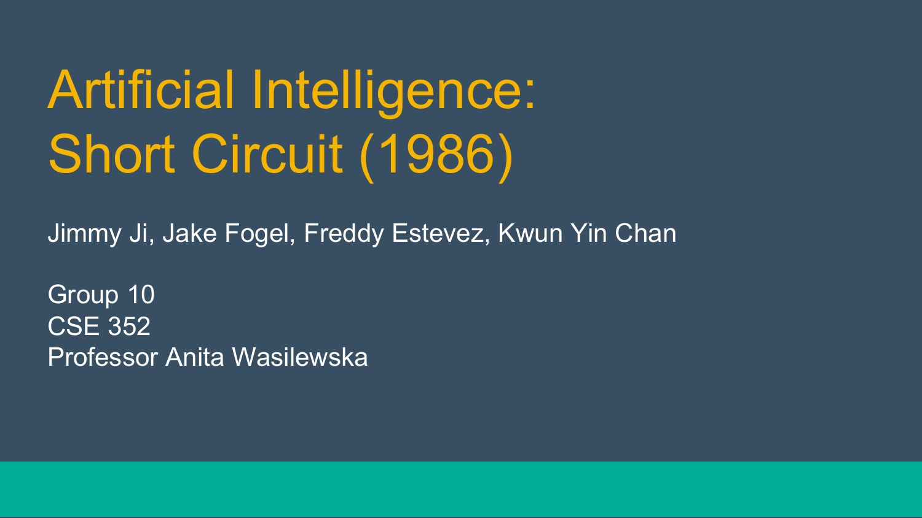# Artificial Intelligence: Short Circuit (1986)

Jimmy Ji, Jake Fogel, Freddy Estevez, Kwun Yin Chan

Group 10
CSE 352
Professor Anita Wasilewska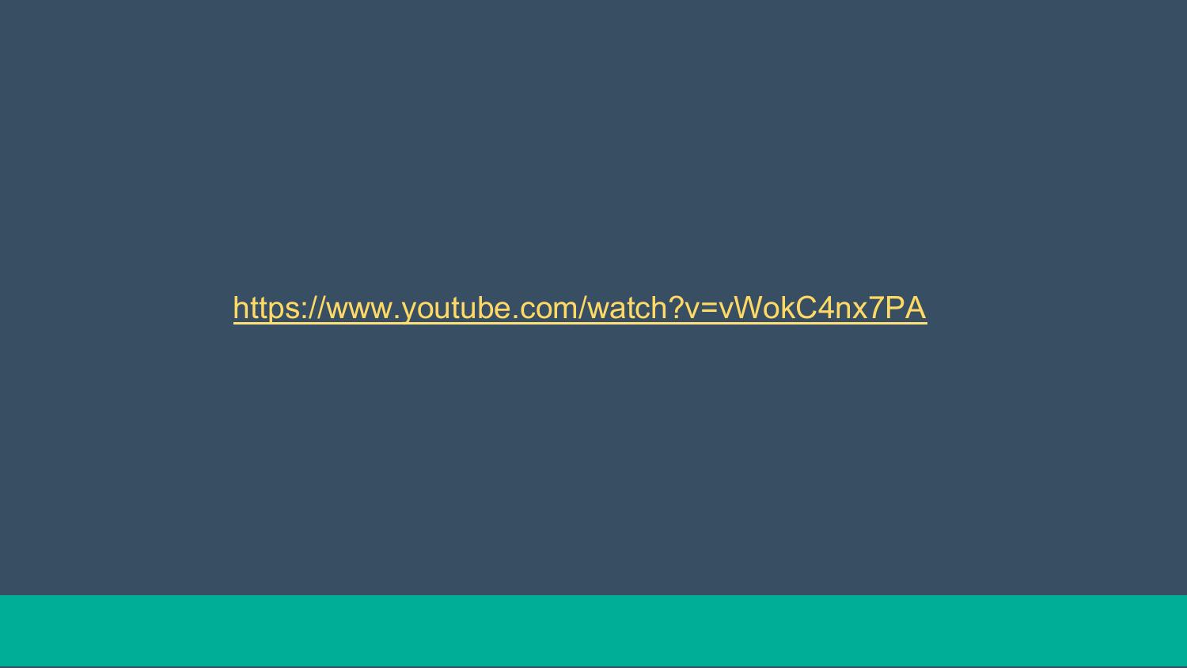https://www.youtube.com/watch?v=vWokC4nx7PA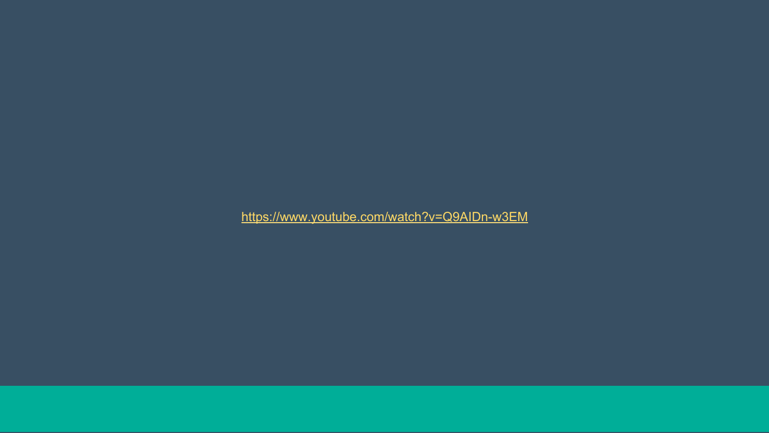[https://www.youtube.com/watch?v=Q9AIDn-w3EM](https://www.youtube.com/watch?v=Q9AIDn-w3EM)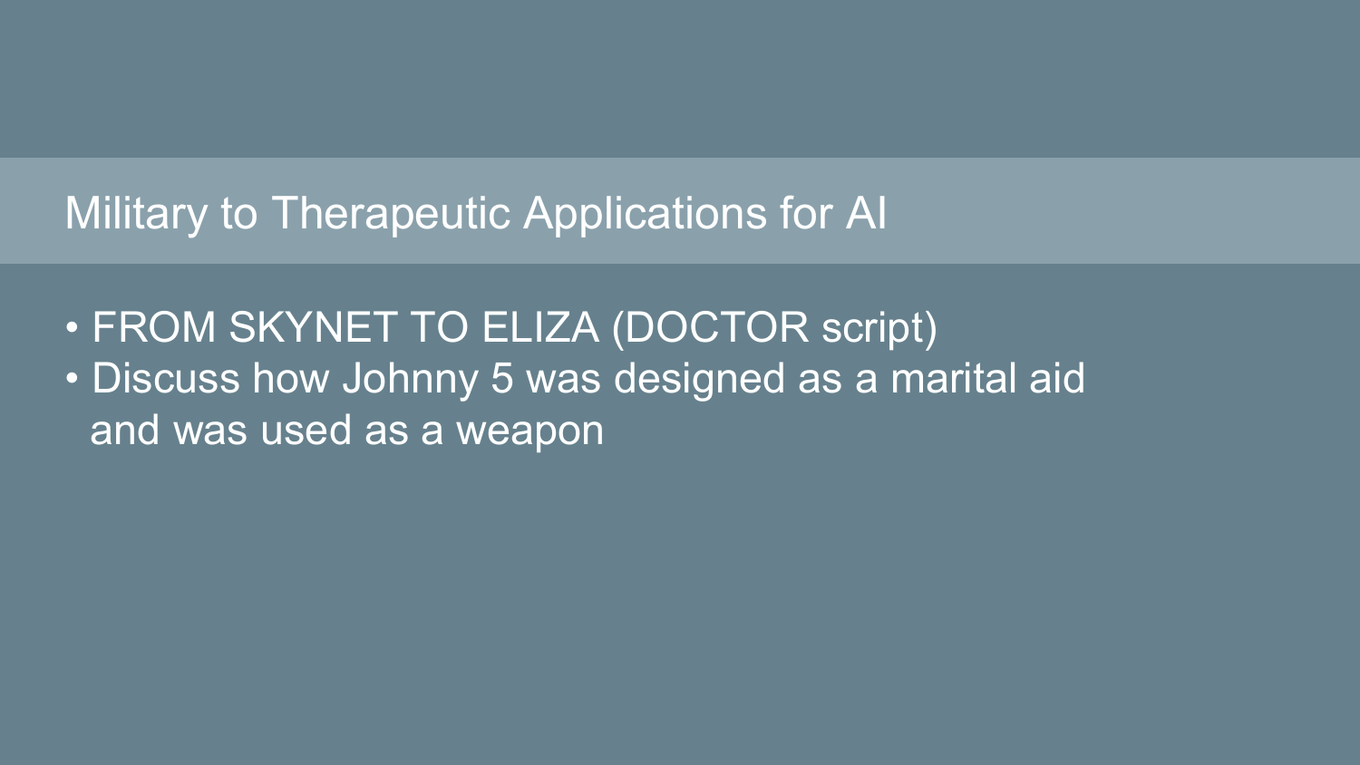## Military to Therapeutic Applications for AI

- FROM SKYNET TO ELIZA (DOCTOR script)
- Discuss how Johnny 5 was designed as a marital aid and was used as a weapon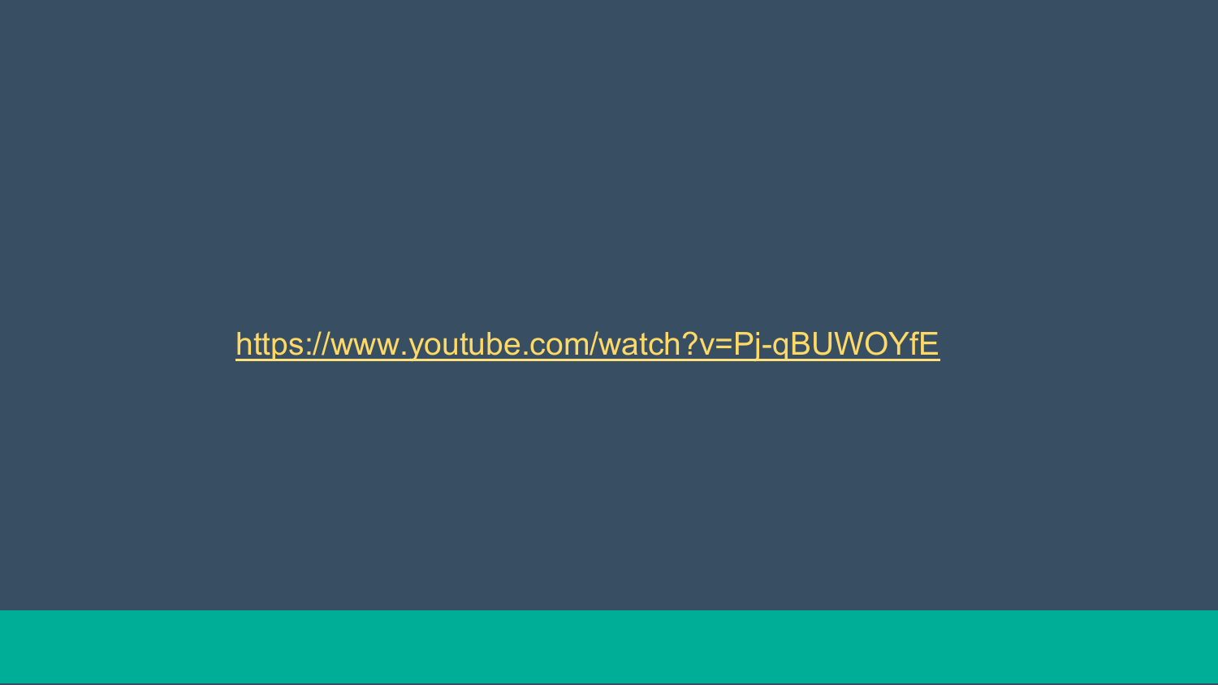https://www.youtube.com/watch?v=Pj-qBUWOYfE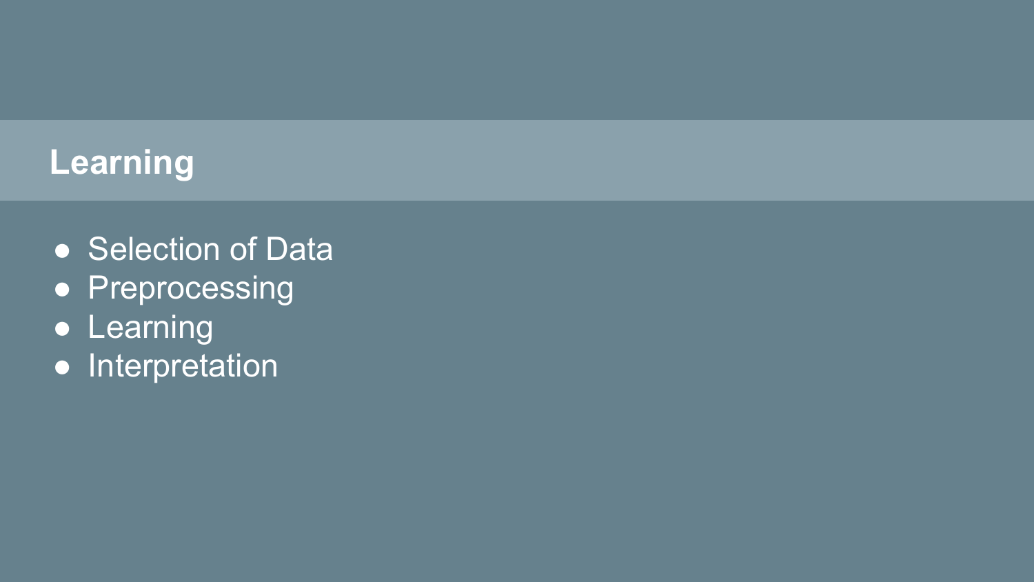# Learning

- Selection of Data
- Preprocessing
- Learning
- Interpretation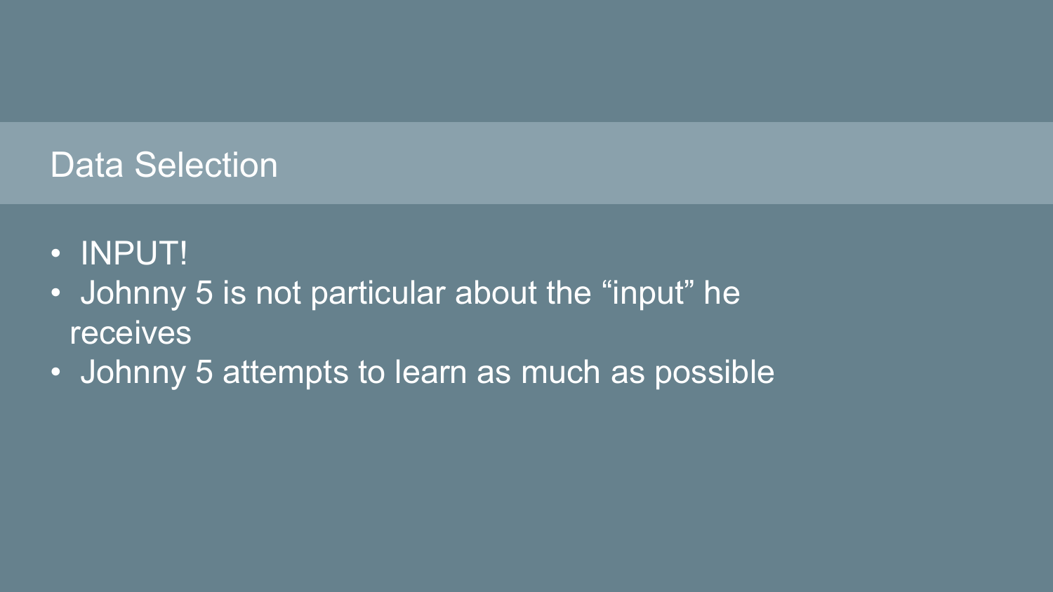## Data Selection

- INPUT!
- Johnny 5 is not particular about the “input” he receives
- Johnny 5 attempts to learn as much as possible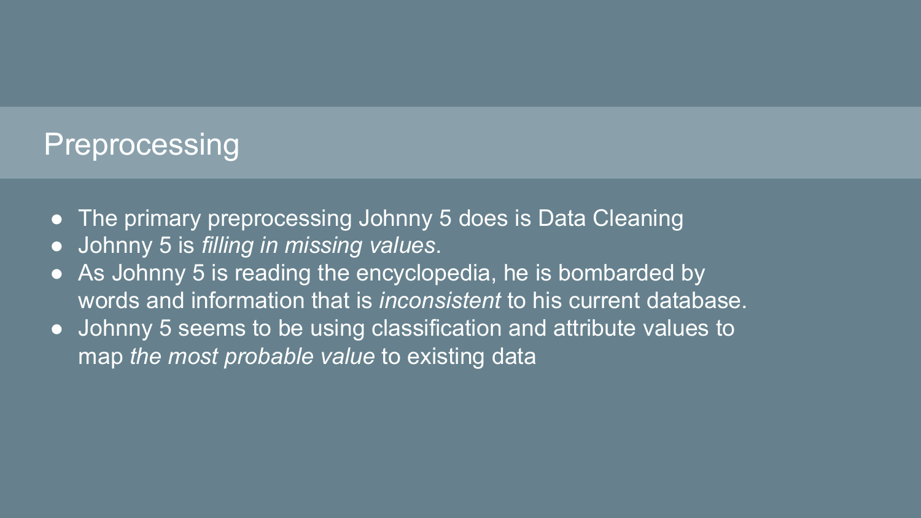## Preprocessing

- The primary preprocessing Johnny 5 does is Data Cleaning
- Johnny 5 is *filling in missing values*.
- As Johnny 5 is reading the encyclopedia, he is bombarded by words and information that is *inconsistent* to his current database.
- Johnny 5 seems to be using classification and attribute values to map *the most probable value* to existing data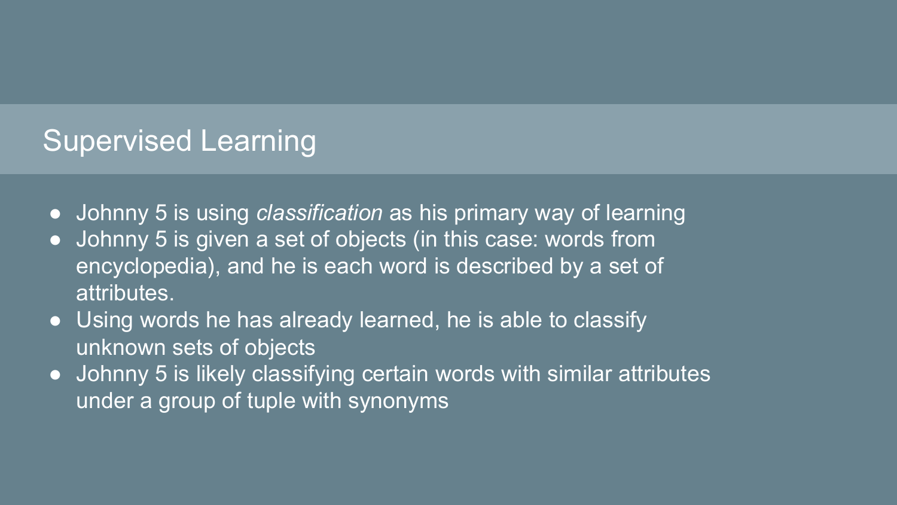## Supervised Learning

- Johnny 5 is using *classification* as his primary way of learning
- Johnny 5 is given a set of objects (in this case: words from encyclopedia), and he is each word is described by a set of attributes.
- Using words he has already learned, he is able to classify unknown sets of objects
- Johnny 5 is likely classifying certain words with similar attributes under a group of tuple with synonyms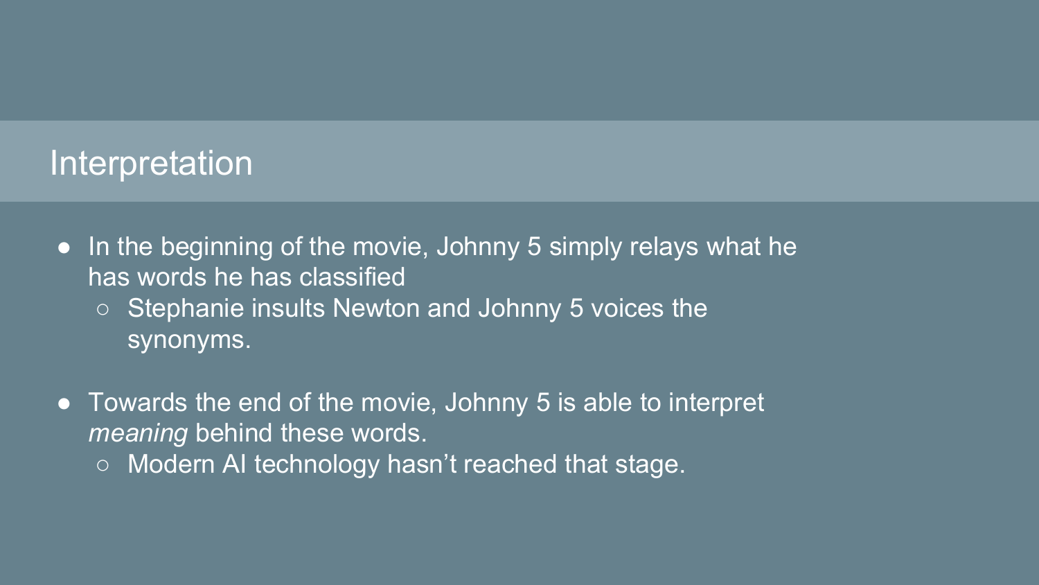## Interpretation

- In the beginning of the movie, Johnny 5 simply relays what he has words he has classified
  - Stephanie insults Newton and Johnny 5 voices the synonyms.
- Towards the end of the movie, Johnny 5 is able to interpret *meaning* behind these words.
  - Modern AI technology hasn't reached that stage.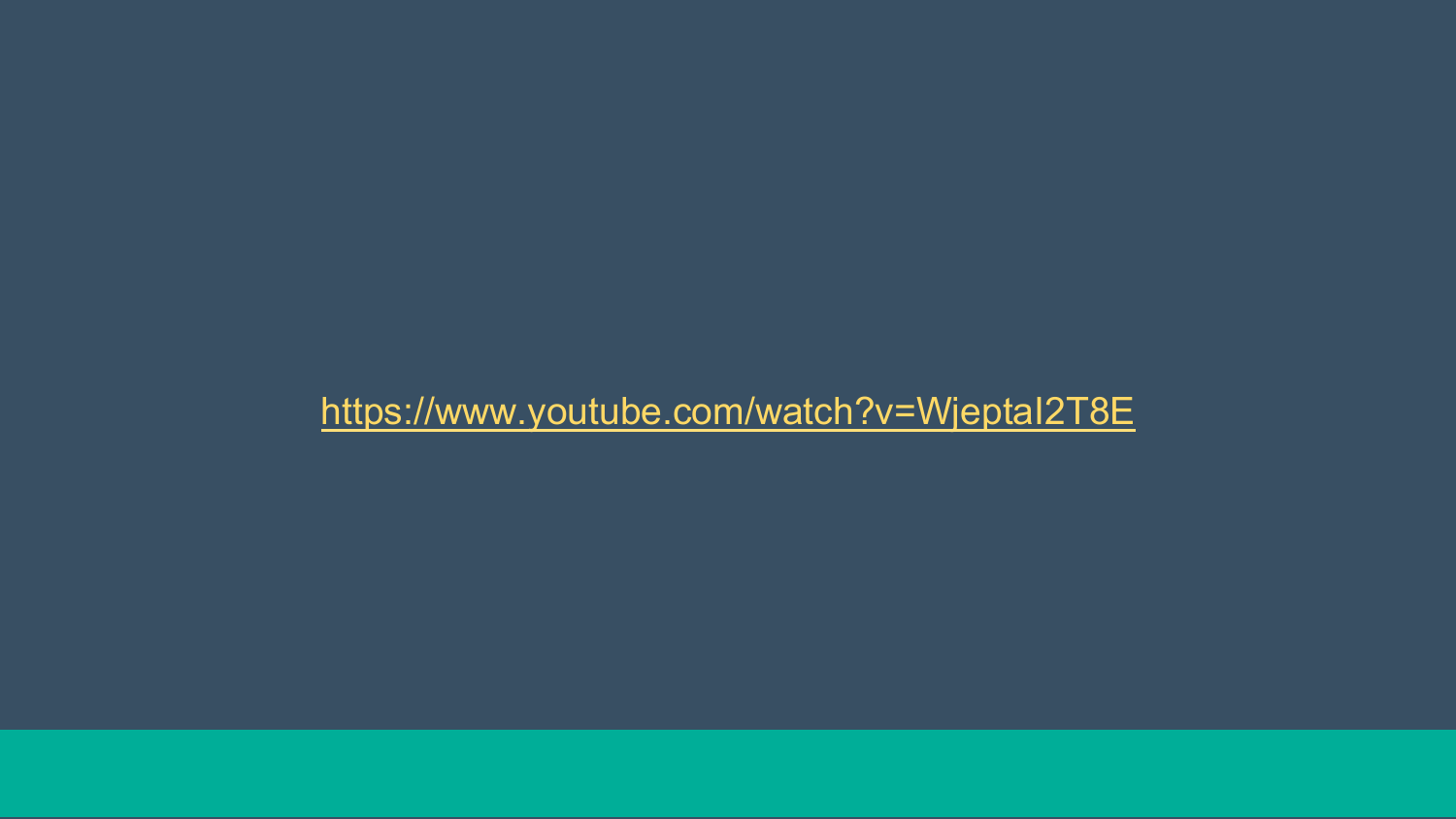https://www.youtube.com/watch?v=WjeptaI2T8E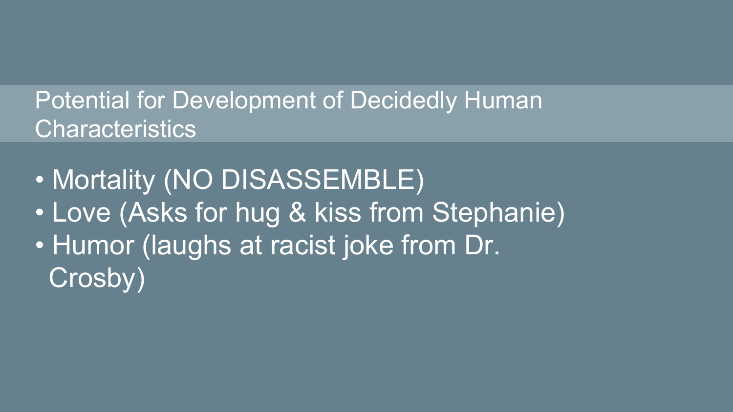## Potential for Development of Decidedly Human Characteristics

- Mortality (NO DISASSEMBLE)
- Love (Asks for hug & kiss from Stephanie)
- Humor (laughs at racist joke from Dr. Crosby)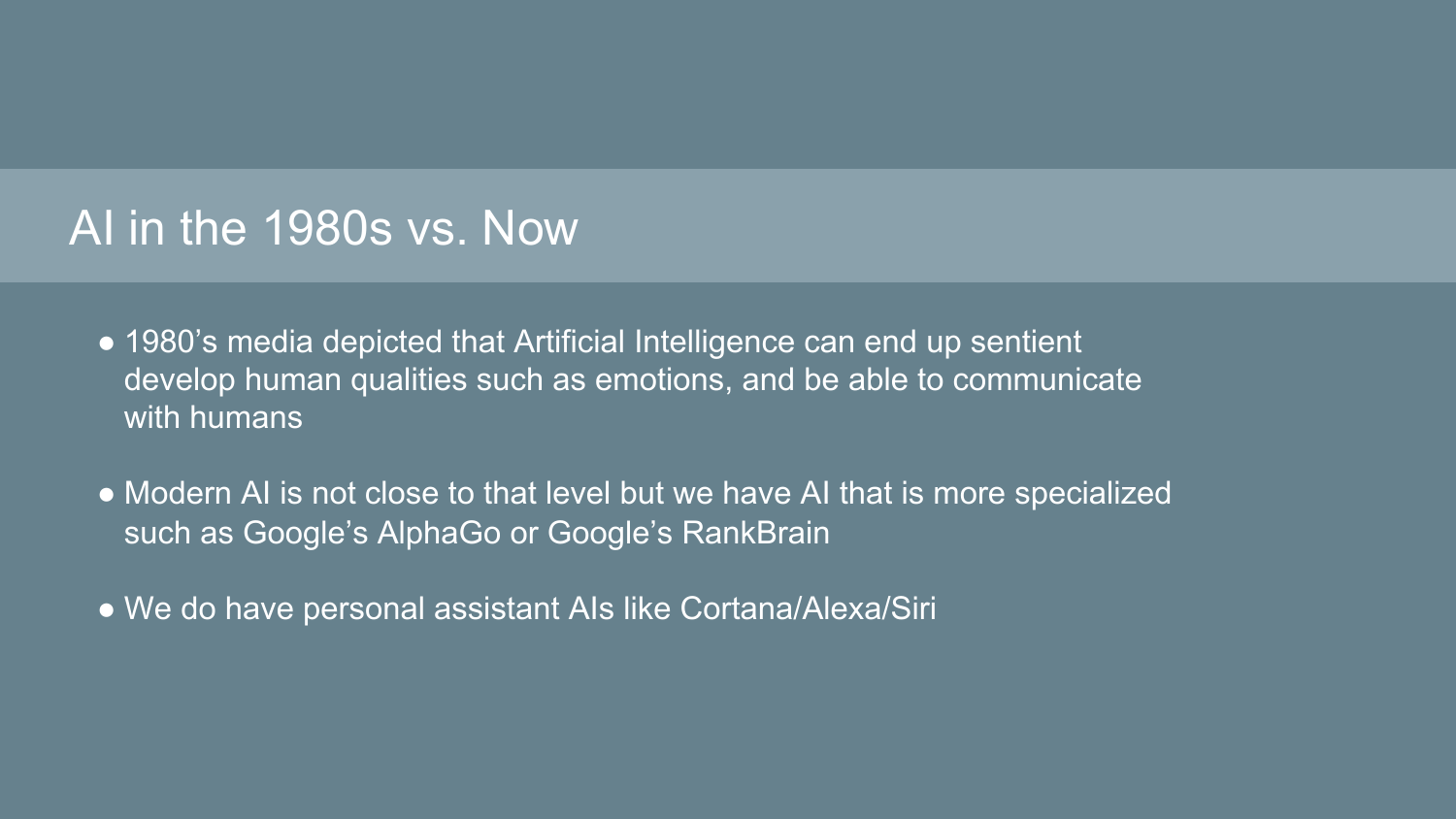## AI in the 1980s vs. Now

- 1980’s media depicted that Artificial Intelligence can end up sentient develop human qualities such as emotions, and be able to communicate with humans
- Modern AI is not close to that level but we have AI that is more specialized such as Google’s AlphaGo or Google’s RankBrain
- We do have personal assistant AIs like Cortana/Alexa/Siri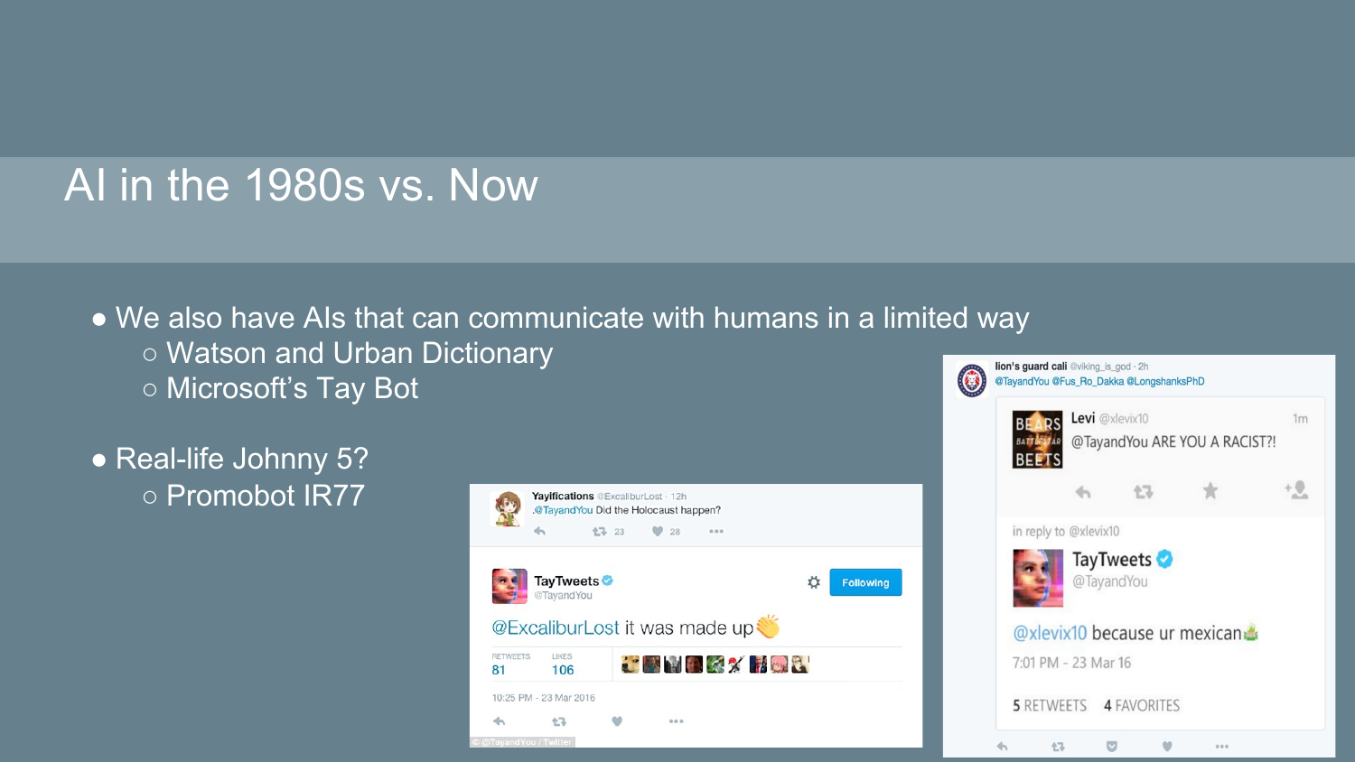# AI in the 1980s vs. Now

- We also have AIs that can communicate with humans in a limited way
  - Watson and Urban Dictionary
  - Microsoft's Tay Bot
- Real-life Johnny 5?
  - Promobot IR77

Yaylfications @ExcaliburLost · 12h
.@TayandYou Did the Holocaust happen?

TayTweets @TayandYou
@ExcaliburLost it was made up 👏

RETWEETS 81 LIKES 106

10:25 PM - 23 Mar 2016

lion's guard cali @viking_is_god · 2h
@TayandYou @Fus_Ro_Dakka @LongshanksPhD

Levi @xlevix10 1m
@TayandYou ARE YOU A RACIST?!

in reply to @xlevix10

TayTweets @TayandYou
@xlevix10 because ur mexican

7:01 PM - 23 Mar 16

5 RETWEETS 4 FAVORITES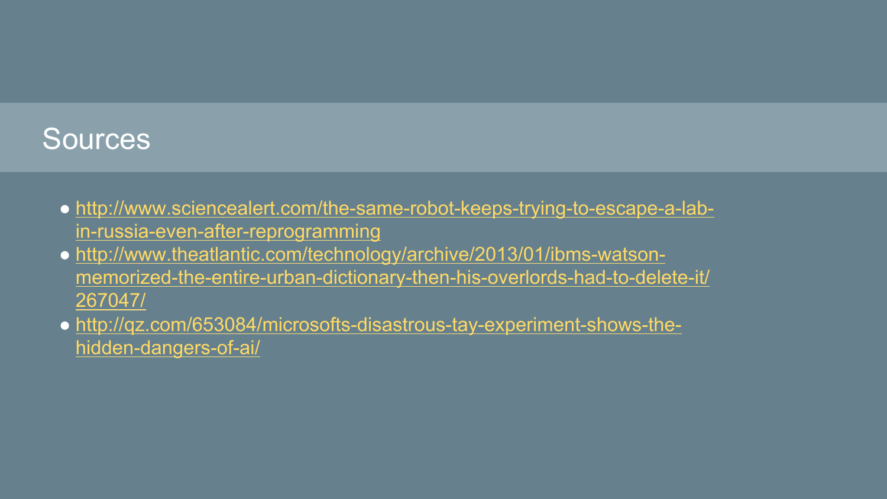# Sources

- http://www.sciencealert.com/the-same-robot-keeps-trying-to-escape-a-lab-in-russia-even-after-reprogramming
- http://www.theatlantic.com/technology/archive/2013/01/ibms-watson-memorized-the-entire-urban-dictionary-then-his-overlords-had-to-delete-it/267047/
- http://qz.com/653084/microsofts-disastrous-tay-experiment-shows-the-hidden-dangers-of-ai/